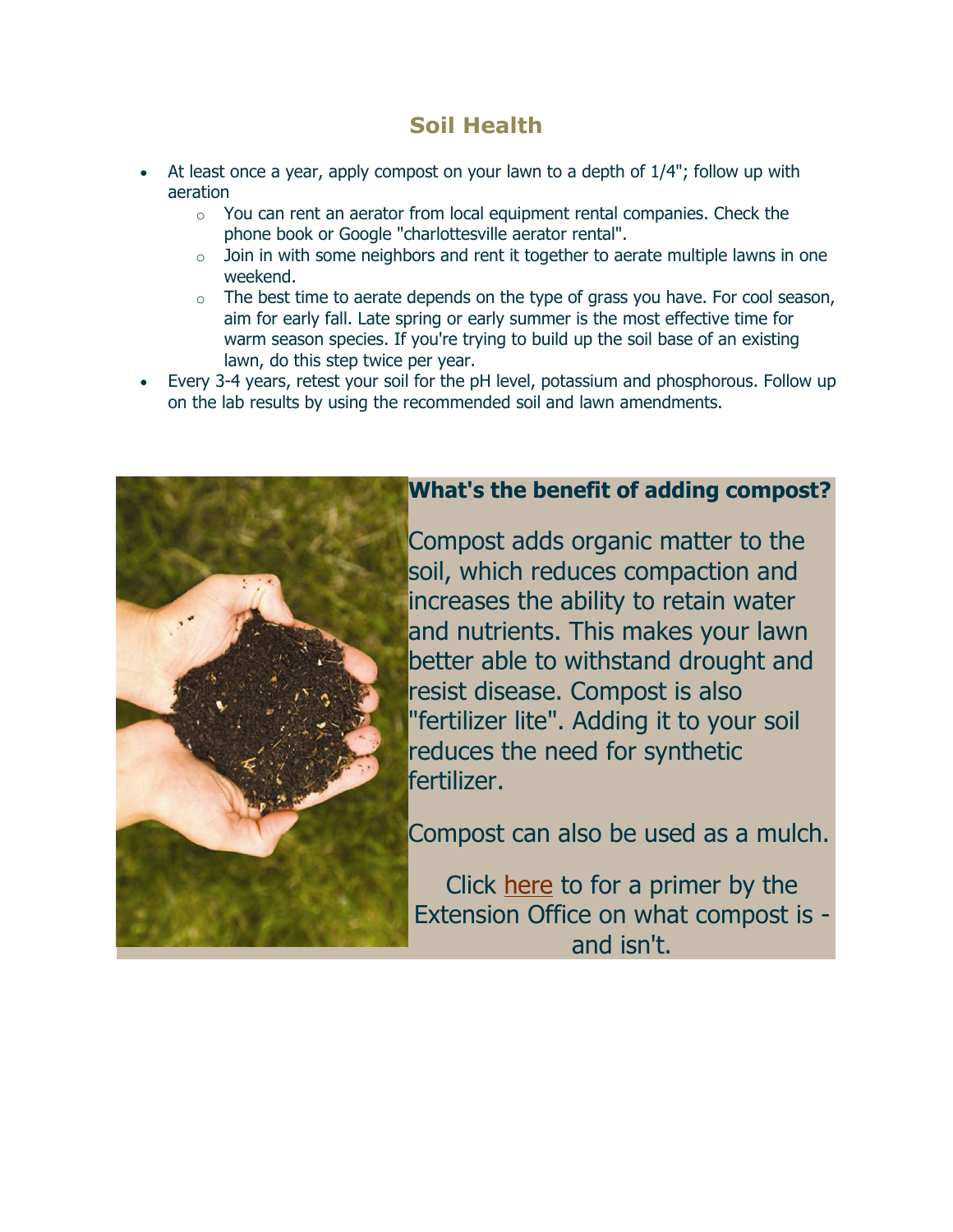## Soil Health

- At least once a year, apply compost on your lawn to a depth of 1/4"; follow up with aeration
  - You can rent an aerator from local equipment rental companies. Check the phone book or Google "charlottesville aerator rental".
  - Join in with some neighbors and rent it together to aerate multiple lawns in one weekend.
  - The best time to aerate depends on the type of grass you have. For cool season, aim for early fall. Late spring or early summer is the most effective time for warm season species. If you're trying to build up the soil base of an existing lawn, do this step twice per year.
- Every 3-4 years, retest your soil for the pH level, potassium and phosphorous. Follow up on the lab results by using the recommended soil and lawn amendments.

**What's the benefit of adding compost?**

Compost adds organic matter to the soil, which reduces compaction and increases the ability to retain water and nutrients. This makes your lawn better able to withstand drought and resist disease. Compost is also "fertilizer lite". Adding it to your soil reduces the need for synthetic fertilizer.

Compost can also be used as a mulch.

Click here to for a primer by the Extension Office on what compost is - and isn't.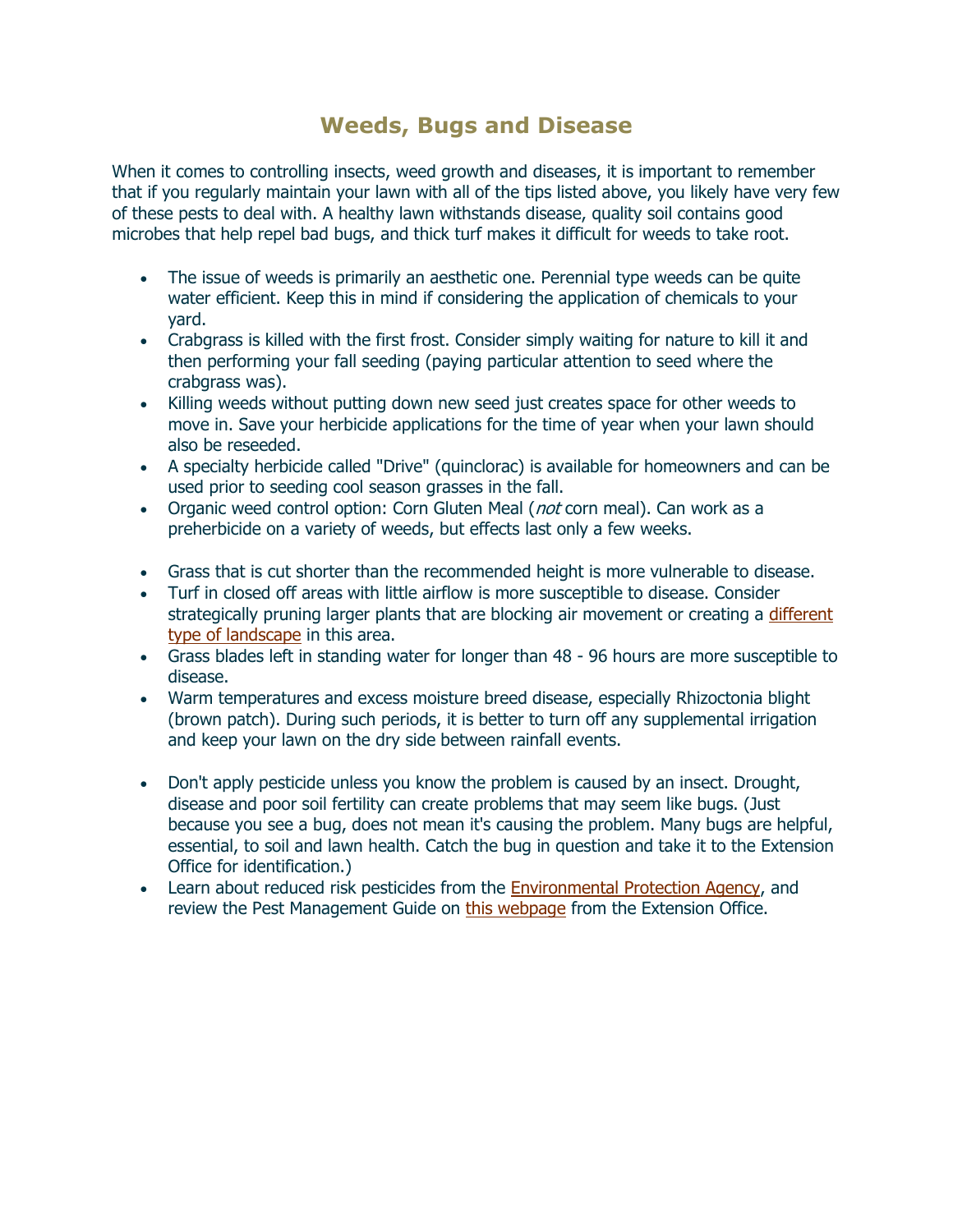# Weeds, Bugs and Disease

When it comes to controlling insects, weed growth and diseases, it is important to remember that if you regularly maintain your lawn with all of the tips listed above, you likely have very few of these pests to deal with. A healthy lawn withstands disease, quality soil contains good microbes that help repel bad bugs, and thick turf makes it difficult for weeds to take root.

- The issue of weeds is primarily an aesthetic one. Perennial type weeds can be quite water efficient. Keep this in mind if considering the application of chemicals to your yard.
- Crabgrass is killed with the first frost. Consider simply waiting for nature to kill it and then performing your fall seeding (paying particular attention to seed where the crabgrass was).
- Killing weeds without putting down new seed just creates space for other weeds to move in. Save your herbicide applications for the time of year when your lawn should also be reseeded.
- A specialty herbicide called "Drive" (quinclorac) is available for homeowners and can be used prior to seeding cool season grasses in the fall.
- Organic weed control option: Corn Gluten Meal (*not* corn meal). Can work as a preherbicide on a variety of weeds, but effects last only a few weeks.

- Grass that is cut shorter than the recommended height is more vulnerable to disease.
- Turf in closed off areas with little airflow is more susceptible to disease. Consider strategically pruning larger plants that are blocking air movement or creating a different type of landscape in this area.
- Grass blades left in standing water for longer than 48 - 96 hours are more susceptible to disease.
- Warm temperatures and excess moisture breed disease, especially Rhizoctonia blight (brown patch). During such periods, it is better to turn off any supplemental irrigation and keep your lawn on the dry side between rainfall events.

- Don't apply pesticide unless you know the problem is caused by an insect. Drought, disease and poor soil fertility can create problems that may seem like bugs. (Just because you see a bug, does not mean it's causing the problem. Many bugs are helpful, essential, to soil and lawn health. Catch the bug in question and take it to the Extension Office for identification.)
- Learn about reduced risk pesticides from the Environmental Protection Agency, and review the Pest Management Guide on this webpage from the Extension Office.